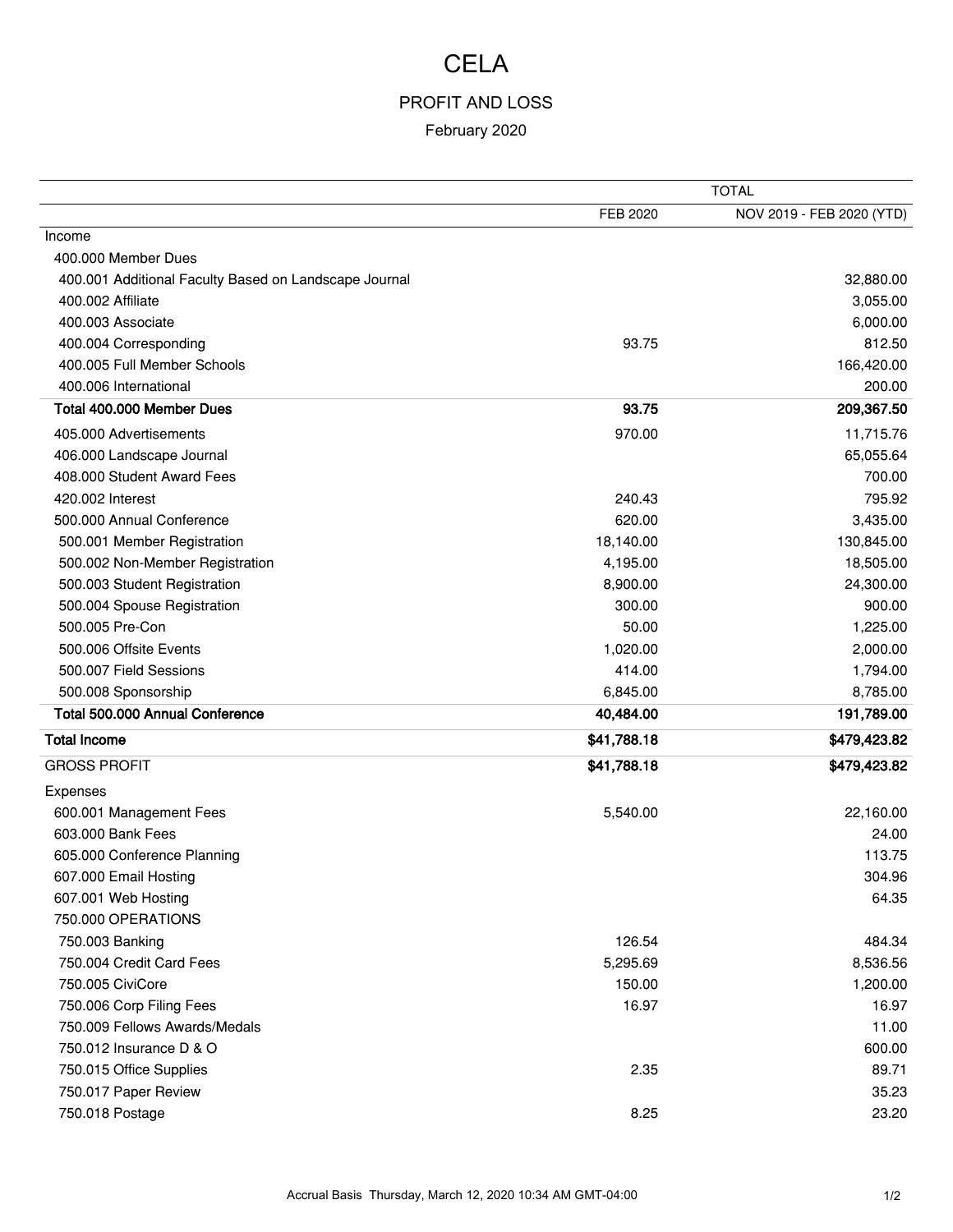# CELA

## PROFIT AND LOSS

February 2020

| | TOTAL | |
|---|---|---|
| | FEB 2020 | NOV 2019 - FEB 2020 (YTD) |
| Income | | |
| 400.000 Member Dues | | |
| 400.001 Additional Faculty Based on Landscape Journal | | 32,880.00 |
| 400.002 Affiliate | | 3,055.00 |
| 400.003 Associate | | 6,000.00 |
| 400.004 Corresponding | 93.75 | 812.50 |
| 400.005 Full Member Schools | | 166,420.00 |
| 400.006 International | | 200.00 |
| **Total 400.000 Member Dues** | **93.75** | **209,367.50** |
| 405.000 Advertisements | 970.00 | 11,715.76 |
| 406.000 Landscape Journal | | 65,055.64 |
| 408.000 Student Award Fees | | 700.00 |
| 420.002 Interest | 240.43 | 795.92 |
| 500.000 Annual Conference | 620.00 | 3,435.00 |
| 500.001 Member Registration | 18,140.00 | 130,845.00 |
| 500.002 Non-Member Registration | 4,195.00 | 18,505.00 |
| 500.003 Student Registration | 8,900.00 | 24,300.00 |
| 500.004 Spouse Registration | 300.00 | 900.00 |
| 500.005 Pre-Con | 50.00 | 1,225.00 |
| 500.006 Offsite Events | 1,020.00 | 2,000.00 |
| 500.007 Field Sessions | 414.00 | 1,794.00 |
| 500.008 Sponsorship | 6,845.00 | 8,785.00 |
| **Total 500.000 Annual Conference** | **40,484.00** | **191,789.00** |
| **Total Income** | **$41,788.18** | **$479,423.82** |
| GROSS PROFIT | **$41,788.18** | **$479,423.82** |
| Expenses | | |
| 600.001 Management Fees | 5,540.00 | 22,160.00 |
| 603.000 Bank Fees | | 24.00 |
| 605.000 Conference Planning | | 113.75 |
| 607.000 Email Hosting | | 304.96 |
| 607.001 Web Hosting | | 64.35 |
| 750.000 OPERATIONS | | |
| 750.003 Banking | 126.54 | 484.34 |
| 750.004 Credit Card Fees | 5,295.69 | 8,536.56 |
| 750.005 CiviCore | 150.00 | 1,200.00 |
| 750.006 Corp Filing Fees | 16.97 | 16.97 |
| 750.009 Fellows Awards/Medals | | 11.00 |
| 750.012 Insurance D & O | | 600.00 |
| 750.015 Office Supplies | 2.35 | 89.71 |
| 750.017 Paper Review | | 35.23 |
| 750.018 Postage | 8.25 | 23.20 |

Accrual Basis Thursday, March 12, 2020 10:34 AM GMT-04:00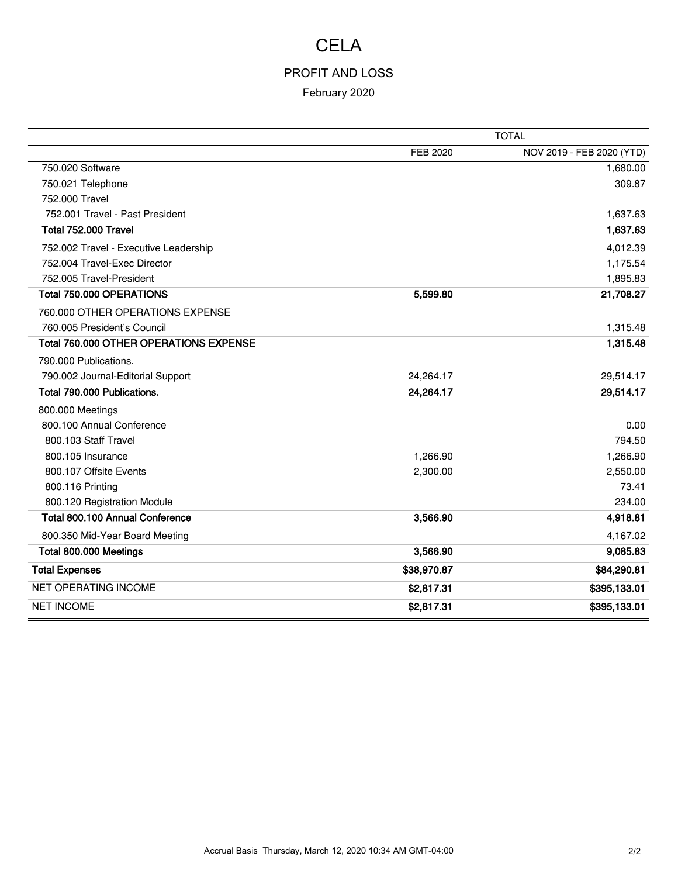# CELA

## PROFIT AND LOSS

February 2020

| | TOTAL | |
|---|---|---|
| | FEB 2020 | NOV 2019 - FEB 2020 (YTD) |
| 750.020 Software | | 1,680.00 |
| 750.021 Telephone | | 309.87 |
| 752.000 Travel | | |
| 752.001 Travel - Past President | | 1,637.63 |
| **Total 752.000 Travel** | | **1,637.63** |
| 752.002 Travel - Executive Leadership | | 4,012.39 |
| 752.004 Travel-Exec Director | | 1,175.54 |
| 752.005 Travel-President | | 1,895.83 |
| **Total 750.000 OPERATIONS** | **5,599.80** | **21,708.27** |
| 760.000 OTHER OPERATIONS EXPENSE | | |
| 760.005 President's Council | | 1,315.48 |
| **Total 760.000 OTHER OPERATIONS EXPENSE** | | **1,315.48** |
| 790.000 Publications. | | |
| 790.002 Journal-Editorial Support | 24,264.17 | 29,514.17 |
| **Total 790.000 Publications.** | **24,264.17** | **29,514.17** |
| 800.000 Meetings | | |
| 800.100 Annual Conference | | 0.00 |
| 800.103 Staff Travel | | 794.50 |
| 800.105 Insurance | 1,266.90 | 1,266.90 |
| 800.107 Offsite Events | 2,300.00 | 2,550.00 |
| 800.116 Printing | | 73.41 |
| 800.120 Registration Module | | 234.00 |
| **Total 800.100 Annual Conference** | **3,566.90** | **4,918.81** |
| 800.350 Mid-Year Board Meeting | | 4,167.02 |
| **Total 800.000 Meetings** | **3,566.90** | **9,085.83** |
| **Total Expenses** | **$38,970.87** | **$84,290.81** |
| NET OPERATING INCOME | **$2,817.31** | **$395,133.01** |
| NET INCOME | **$2,817.31** | **$395,133.01** |

Accrual Basis Thursday, March 12, 2020 10:34 AM GMT-04:00